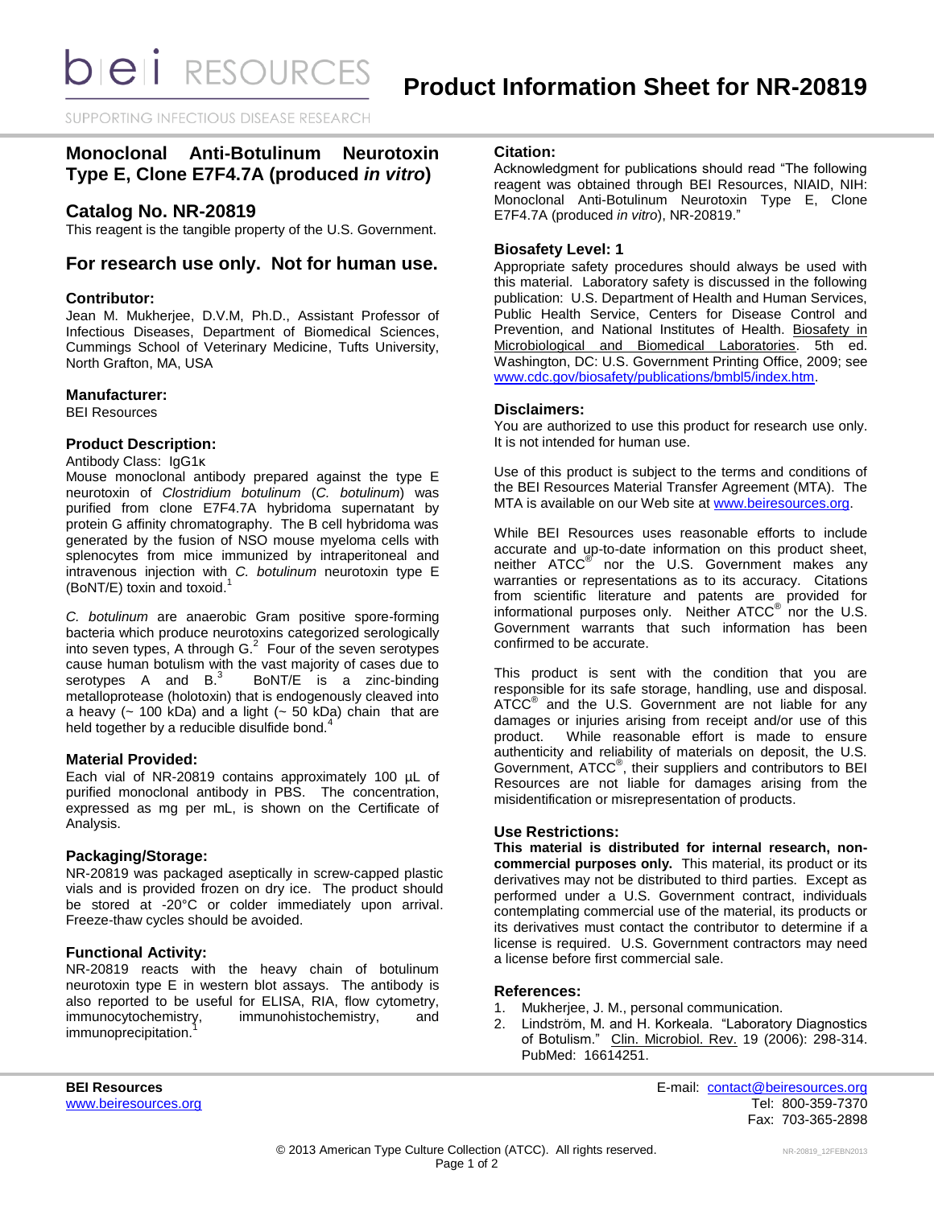# Product Information Sheet for NR-20819

SUPPORTING INFECTIOUS DISEASE RESEARCH

## Monoclonal Anti-Botulinum Neurotoxin Type E, Clone E7F4.7A (produced *in vitro*)

## Catalog No. NR-20819

This reagent is the tangible property of the U.S. Government.

## For research use only. Not for human use.

### Contributor:

Jean M. Mukherjee, D.V.M, Ph.D., Assistant Professor of Infectious Diseases, Department of Biomedical Sciences, Cummings School of Veterinary Medicine, Tufts University, North Grafton, MA, USA

### Manufacturer:

BEI Resources

### Product Description:

Antibody Class: IgG1κ

Mouse monoclonal antibody prepared against the type E neurotoxin of *Clostridium botulinum* (*C. botulinum*) was purified from clone E7F4.7A hybridoma supernatant by protein G affinity chromatography. The B cell hybridoma was generated by the fusion of NSO mouse myeloma cells with splenocytes from mice immunized by intraperitoneal and intravenous injection with *C. botulinum* neurotoxin type E (BoNT/E) toxin and toxoid.[1]

*C. botulinum* are anaerobic Gram positive spore-forming bacteria which produce neurotoxins categorized serologically into seven types, A through G.[2] Four of the seven serotypes cause human botulism with the vast majority of cases due to serotypes A and B.[3] BoNT/E is a zinc-binding metalloprotease (holotoxin) that is endogenously cleaved into a heavy (~ 100 kDa) and a light (~ 50 kDa) chain that are held together by a reducible disulfide bond.[4]

### Material Provided:

Each vial of NR-20819 contains approximately 100 µL of purified monoclonal antibody in PBS. The concentration, expressed as mg per mL, is shown on the Certificate of Analysis.

### Packaging/Storage:

NR-20819 was packaged aseptically in screw-capped plastic vials and is provided frozen on dry ice. The product should be stored at -20°C or colder immediately upon arrival. Freeze-thaw cycles should be avoided.

### Functional Activity:

NR-20819 reacts with the heavy chain of botulinum neurotoxin type E in western blot assays. The antibody is also reported to be useful for ELISA, RIA, flow cytometry, immunocytochemistry, immunohistochemistry, and immunoprecipitation.[1]

### Citation:

Acknowledgment for publications should read "The following reagent was obtained through BEI Resources, NIAID, NIH: Monoclonal Anti-Botulinum Neurotoxin Type E, Clone E7F4.7A (produced *in vitro*), NR-20819."

### Biosafety Level: 1

Appropriate safety procedures should always be used with this material. Laboratory safety is discussed in the following publication: U.S. Department of Health and Human Services, Public Health Service, Centers for Disease Control and Prevention, and National Institutes of Health. Biosafety in Microbiological and Biomedical Laboratories. 5th ed. Washington, DC: U.S. Government Printing Office, 2009; see www.cdc.gov/biosafety/publications/bmbl5/index.htm.

### Disclaimers:

You are authorized to use this product for research use only. It is not intended for human use.

Use of this product is subject to the terms and conditions of the BEI Resources Material Transfer Agreement (MTA). The MTA is available on our Web site at www.beiresources.org.

While BEI Resources uses reasonable efforts to include accurate and up-to-date information on this product sheet, neither ATCC® nor the U.S. Government makes any warranties or representations as to its accuracy. Citations from scientific literature and patents are provided for informational purposes only. Neither ATCC® nor the U.S. Government warrants that such information has been confirmed to be accurate.

This product is sent with the condition that you are responsible for its safe storage, handling, use and disposal. ATCC® and the U.S. Government are not liable for any damages or injuries arising from receipt and/or use of this product. While reasonable effort is made to ensure authenticity and reliability of materials on deposit, the U.S. Government, ATCC®, their suppliers and contributors to BEI Resources are not liable for damages arising from the misidentification or misrepresentation of products.

### Use Restrictions:

**This material is distributed for internal research, non-commercial purposes only.** This material, its product or its derivatives may not be distributed to third parties. Except as performed under a U.S. Government contract, individuals contemplating commercial use of the material, its products or its derivatives must contact the contributor to determine if a license is required. U.S. Government contractors may need a license before first commercial sale.

### References:

1. Mukherjee, J. M., personal communication.
2. Lindström, M. and H. Korkeala. "Laboratory Diagnostics of Botulism." Clin. Microbiol. Rev. 19 (2006): 298-314. PubMed: 16614251.

**BEI Resources**
www.beiresources.org

E-mail: contact@beiresources.org
Tel: 800-359-7370
Fax: 703-365-2898

© 2013 American Type Culture Collection (ATCC). All rights reserved.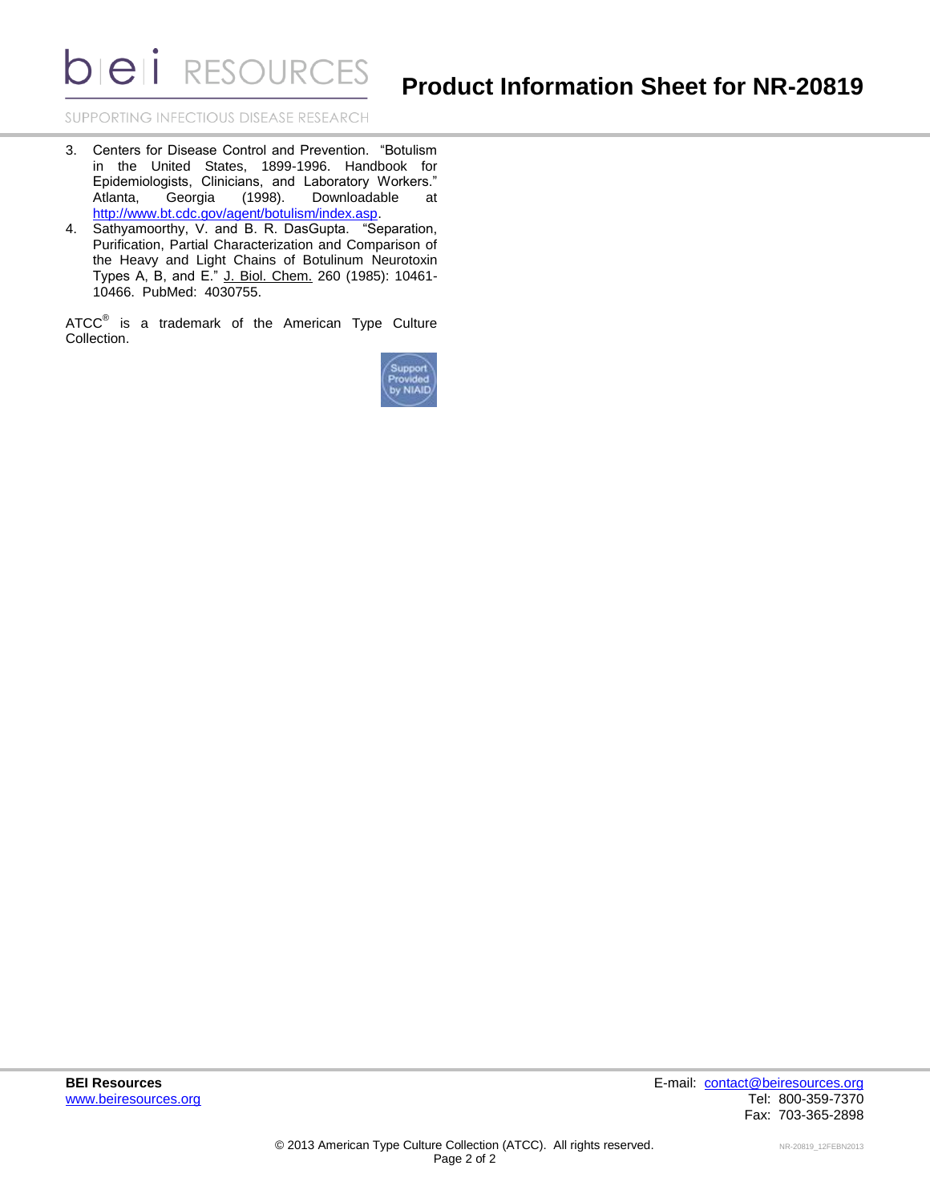3. Centers for Disease Control and Prevention. "Botulism in the United States, 1899-1996. Handbook for Epidemiologists, Clinicians, and Laboratory Workers." Atlanta, Georgia (1998). Downloadable at http://www.bt.cdc.gov/agent/botulism/index.asp.
4. Sathyamoorthy, V. and B. R. DasGupta. "Separation, Purification, Partial Characterization and Comparison of the Heavy and Light Chains of Botulinum Neurotoxin Types A, B, and E." J. Biol. Chem. 260 (1985): 10461-10466. PubMed: 4030755.

ATCC® is a trademark of the American Type Culture Collection.

**BEI Resources**
www.beiresources.org

E-mail: contact@beiresources.org
Tel: 800-359-7370
Fax: 703-365-2898

© 2013 American Type Culture Collection (ATCC). All rights reserved.

NR-20819_12FEBN2013